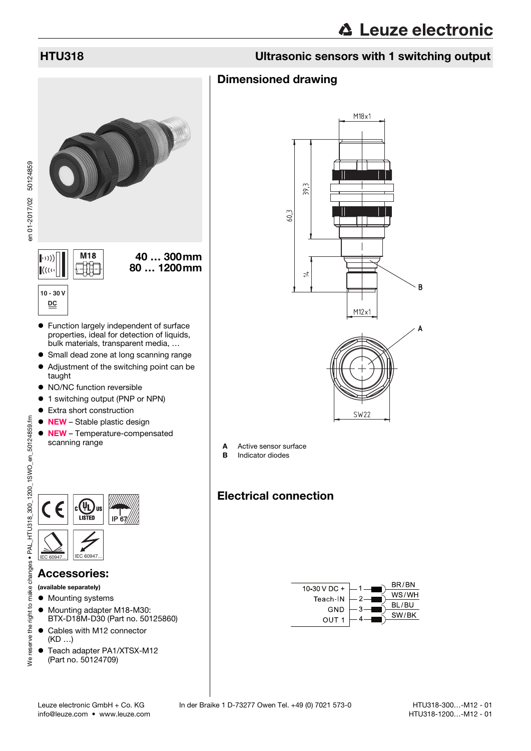# HTU318

## Ultrasonic sensors with 1 switching output

M18

**40 … 300 mm**
**80 … 1200 mm**

10 - 30 V DC

- Function largely independent of surface properties, ideal for detection of liquids, bulk materials, transparent media, …
- Small dead zone at long scanning range
- Adjustment of the switching point can be taught
- NO/NC function reversible
- 1 switching output (PNP or NPN)
- Extra short construction
- **NEW** – Stable plastic design
- **NEW** – Temperature-compensated scanning range

IP 67

IEC 60947... IEC 60947...

## Accessories:

**(available separately)**

- Mounting systems
- Mounting adapter M18-M30: BTX-D18M-D30 (Part no. 50125860)
- Cables with M12 connector (KD …)
- Teach adapter PA1/XTSX-M12 (Part no. 50124709)

## Dimensioned drawing

M18x1

39,3

60,3

14

M12x1

SW22

**A** Active sensor surface
**B** Indicator diodes

## Electrical connection

| Signal | Pin | Wire color |
|---|---|---|
| 10-30 V DC + | 1 | BR/BN |
| Teach-IN | 2 | WS/WH |
| GND | 3 | BL/BU |
| OUT 1 | 4 | SW/BK |

Leuze electronic GmbH + Co. KG    In der Braike 1 D-73277 Owen Tel. +49 (0) 7021 573-0
info@leuze.com • www.leuze.com

HTU318-300…-M12 - 01
HTU318-1200…-M12 - 01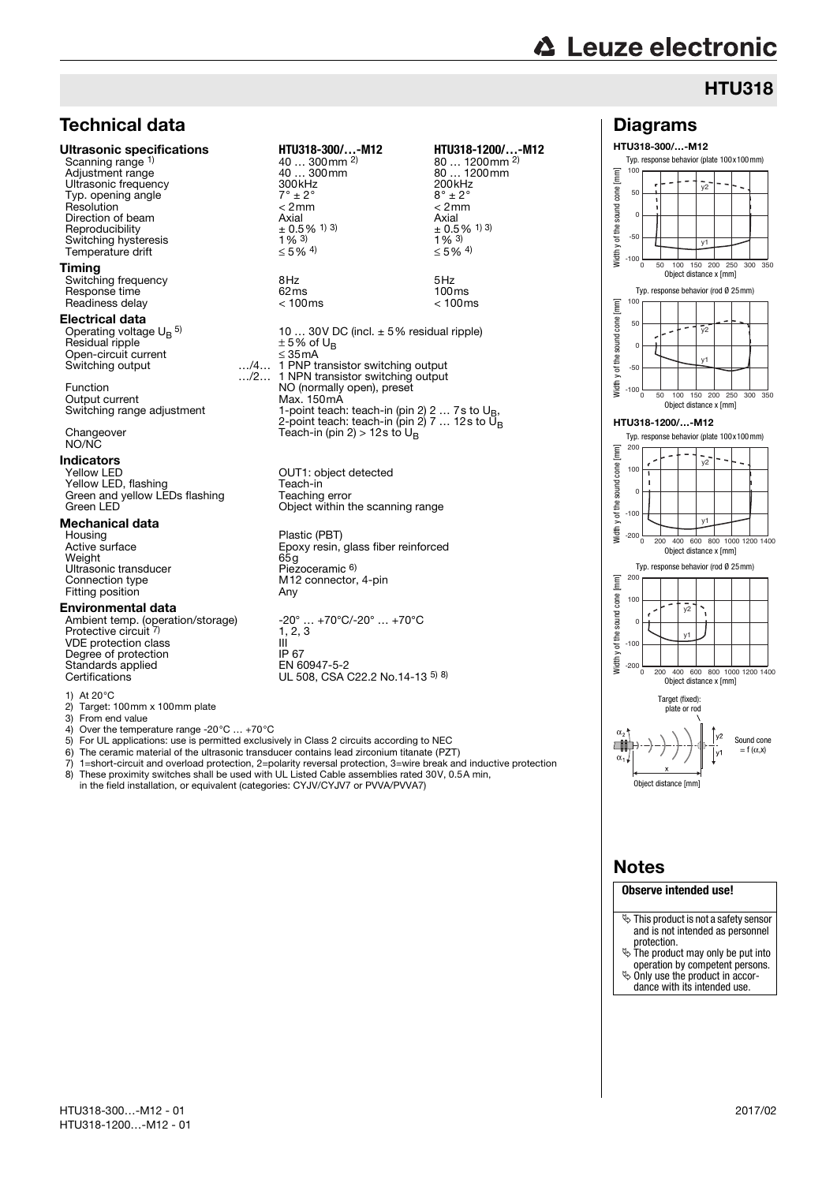## HTU318

## Technical data

| **Ultrasonic specifications** | **HTU318-300/…-M12** | **HTU318-1200/…-M12** |
|---|---|---|
| Scanning range [1] | 40 … 300mm [2] | 80 … 1200mm [2] |
| Adjustment range | 40 … 300mm | 80 … 1200mm |
| Ultrasonic frequency | 300kHz | 200kHz |
| Typ. opening angle | 7° ± 2° | 8° ± 2° |
| Resolution | < 2mm | < 2mm |
| Direction of beam | Axial | Axial |
| Reproducibility | ± 0.5% [1] [3] | ± 0.5% [1] [3] |
| Switching hysteresis | 1% [3] | 1% [3] |
| Temperature drift | ≤ 5% [4] | ≤ 5% [4] |
| **Timing** | | |
| Switching frequency | 8Hz | 5Hz |
| Response time | 62ms | 100ms |
| Readiness delay | < 100ms | < 100ms |

**Electrical data**

| | |
|---|---|
| Operating voltage $U_B$ [5] | 10 … 30V DC (incl. ± 5% residual ripple) |
| Residual ripple | ± 5% of $U_B$ |
| Open-circuit current | ≤ 35mA |
| Switching output …/4… | 1 PNP transistor switching output |
| …/2… | 1 NPN transistor switching output |
| Function | NO (normally open), preset |
| Output current | Max. 150mA |
| Switching range adjustment | 1-point teach: teach-in (pin 2) 2 … 7s to $U_B$, 2-point teach: teach-in (pin 2) 7 … 12s to $U_B$ |
| Changeover NO/NC | Teach-in (pin 2) > 12s to $U_B$ |

**Indicators**

| | |
|---|---|
| Yellow LED | OUT1: object detected |
| Yellow LED, flashing | Teach-in |
| Green and yellow LEDs flashing | Teaching error |
| Green LED | Object within the scanning range |

**Mechanical data**

| | |
|---|---|
| Housing | Plastic (PBT) |
| Active surface | Epoxy resin, glass fiber reinforced |
| Weight | 65g |
| Ultrasonic transducer | Piezoceramic [6] |
| Connection type | M12 connector, 4-pin |
| Fitting position | Any |

**Environmental data**

| | |
|---|---|
| Ambient temp. (operation/storage) | -20° … +70°C/-20° … +70°C |
| Protective circuit [7] | 1, 2, 3 |
| VDE protection class | III |
| Degree of protection | IP 67 |
| Standards applied | EN 60947-5-2 |
| Certifications | UL 508, CSA C22.2 No.14-13 [5] [8] |

1) At 20°C
2) Target: 100mm x 100mm plate
3) From end value
4) Over the temperature range -20°C … +70°C
5) For UL applications: use is permitted exclusively in Class 2 circuits according to NEC
6) The ceramic material of the ultrasonic transducer contains lead zirconium titanate (PZT)
7) 1=short-circuit and overload protection, 2=polarity reversal protection, 3=wire break and inductive protection
8) These proximity switches shall be used with UL Listed Cable assemblies rated 30V, 0.5A min, in the field installation, or equivalent (categories: CYJV/CYJV7 or PVVA/PVVA7)

## Diagrams

**HTU318-300/…-M12**

Typ. response behavior (plate 100x100mm)

Typ. response behavior (rod Ø 25mm)

**HTU318-1200/…-M12**

Typ. response behavior (plate 100x100mm)

Typ. response behavior (rod Ø 25mm)

Target (fixed): plate or rod

Sound cone = f (α,x)

Object distance [mm]

## Notes

**Observe intended use!**

- This product is not a safety sensor and is not intended as personnel protection.
- The product may only be put into operation by competent persons.
- Only use the product in accordance with its intended use.

HTU318-300…-M12 - 01
HTU318-1200…-M12 - 01

2017/02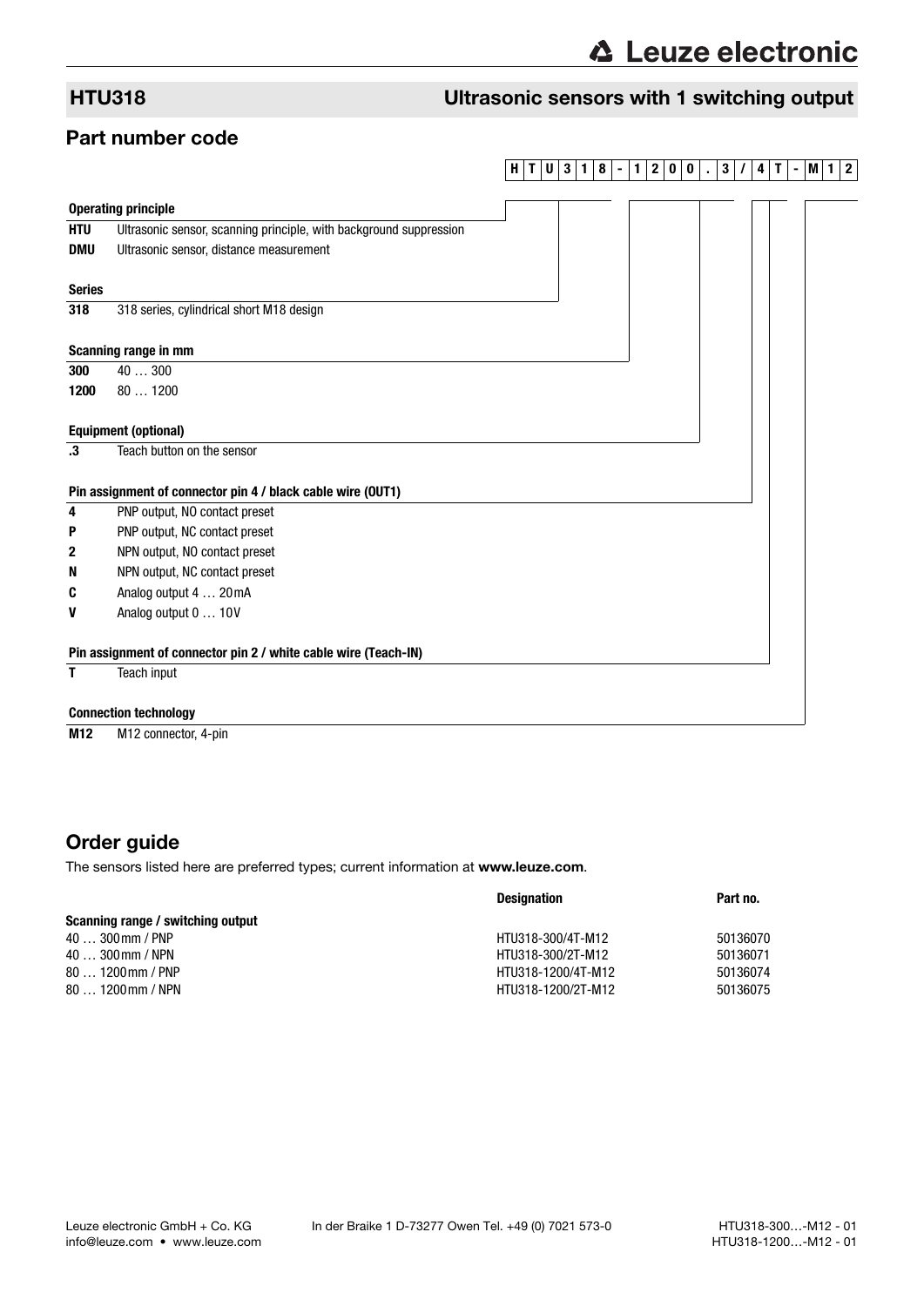## HTU318 — Ultrasonic sensors with 1 switching output

## Part number code

**H T U 3 1 8 - 1 2 0 0 . 3 / 4 T - M 1 2**

**Operating principle**

| | |
|---|---|
| **HTU** | Ultrasonic sensor, scanning principle, with background suppression |
| **DMU** | Ultrasonic sensor, distance measurement |

**Series**

| | |
|---|---|
| **318** | 318 series, cylindrical short M18 design |

**Scanning range in mm**

| | |
|---|---|
| **300** | 40 … 300 |
| **1200** | 80 … 1200 |

**Equipment (optional)**

| | |
|---|---|
| **.3** | Teach button on the sensor |

**Pin assignment of connector pin 4 / black cable wire (OUT1)**

| | |
|---|---|
| **4** | PNP output, NO contact preset |
| **P** | PNP output, NC contact preset |
| **2** | NPN output, NO contact preset |
| **N** | NPN output, NC contact preset |
| **C** | Analog output 4 … 20mA |
| **V** | Analog output 0 … 10V |

**Pin assignment of connector pin 2 / white cable wire (Teach-IN)**

| | |
|---|---|
| **T** | Teach input |

**Connection technology**

| | |
|---|---|
| **M12** | M12 connector, 4-pin |

## Order guide

The sensors listed here are preferred types; current information at **www.leuze.com**.

| | Designation | Part no. |
|---|---|---|
| **Scanning range / switching output** | | |
| 40 … 300mm / PNP | HTU318-300/4T-M12 | 50136070 |
| 40 … 300mm / NPN | HTU318-300/2T-M12 | 50136071 |
| 80 … 1200mm / PNP | HTU318-1200/4T-M12 | 50136074 |
| 80 … 1200mm / NPN | HTU318-1200/2T-M12 | 50136075 |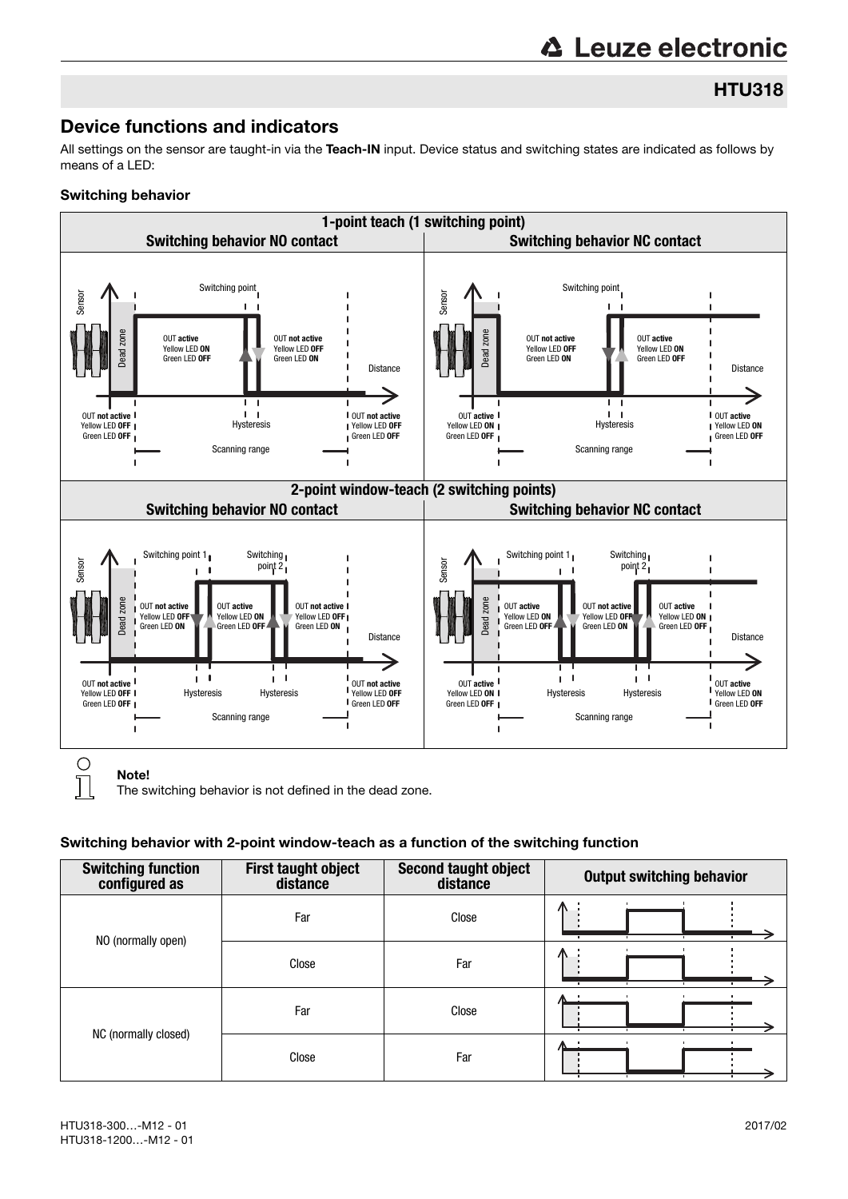## Device functions and indicators

All settings on the sensor are taught-in via the **Teach-IN** input. Device status and switching states are indicated as follows by means of a LED:

### Switching behavior

| 1-point teach (1 switching point) | |
|---|---|
| **Switching behavior NO contact** | **Switching behavior NC contact** |
| Dead zone: OUT not active, Yellow LED OFF, Green LED OFF; Switching point; OUT active, Yellow LED ON, Green LED OFF; OUT not active, Yellow LED OFF, Green LED ON; beyond scanning range: OUT not active, Yellow LED OFF, Green LED OFF; Hysteresis; Scanning range; Distance | Dead zone: OUT active, Yellow LED ON, Green LED OFF; Switching point; OUT not active, Yellow LED OFF, Green LED ON; OUT active, Yellow LED ON, Green LED OFF; beyond scanning range: OUT active, Yellow LED ON, Green LED OFF; Hysteresis; Scanning range; Distance |

| 2-point window-teach (2 switching points) | |
|---|---|
| **Switching behavior NO contact** | **Switching behavior NC contact** |
| Dead zone: OUT not active, Yellow LED OFF, Green LED OFF; Switching point 1; Switching point 2; OUT not active, Yellow LED OFF, Green LED ON; OUT active, Yellow LED ON, Green LED OFF; OUT not active, Yellow LED OFF, Green LED ON; beyond scanning range: OUT not active, Yellow LED OFF, Green LED OFF; Hysteresis; Hysteresis; Scanning range; Distance | Dead zone: OUT active, Yellow LED ON, Green LED OFF; Switching point 1; Switching point 2; OUT active, Yellow LED ON, Green LED OFF; OUT not active, Yellow LED OFF, Green LED ON; OUT active, Yellow LED ON, Green LED OFF; beyond scanning range: OUT active, Yellow LED ON, Green LED OFF; Hysteresis; Hysteresis; Scanning range; Distance |

**Note!**
The switching behavior is not defined in the dead zone.

### Switching behavior with 2-point window-teach as a function of the switching function

| Switching function configured as | First taught object distance | Second taught object distance | Output switching behavior |
|---|---|---|---|
| NO (normally open) | Far | Close | |
| | Close | Far | |
| NC (normally closed) | Far | Close | |
| | Close | Far | |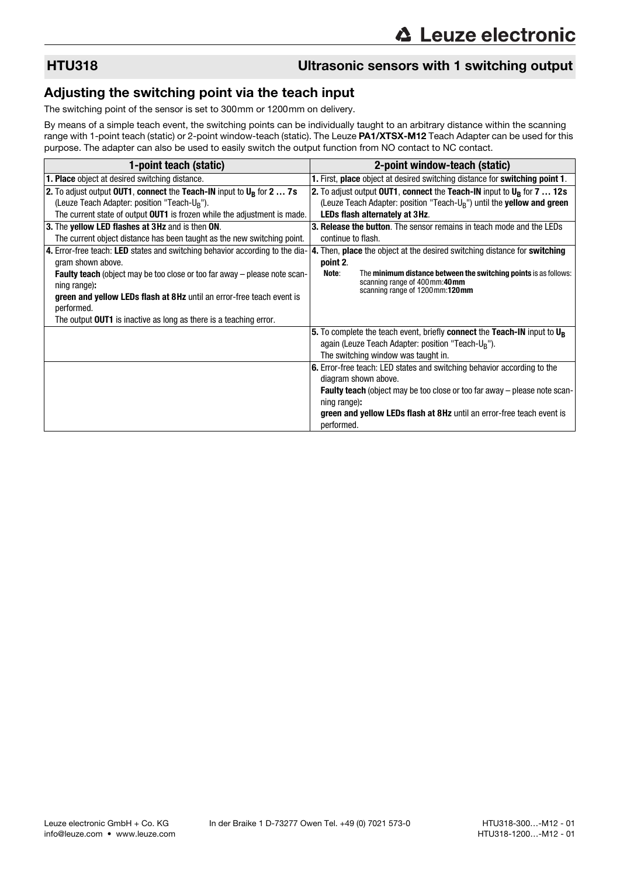## HTU318 — Ultrasonic sensors with 1 switching output

### Adjusting the switching point via the teach input

The switching point of the sensor is set to 300mm or 1200mm on delivery.

By means of a simple teach event, the switching points can be individually taught to an arbitrary distance within the scanning range with 1-point teach (static) or 2-point window-teach (static). The Leuze **PA1/XTSX-M12** Teach Adapter can be used for this purpose. The adapter can also be used to easily switch the output function from NO contact to NC contact.

| 1-point teach (static) | 2-point window-teach (static) |
|---|---|
| **1. Place** object at desired switching distance. | **1.** First, **place** object at desired switching distance for **switching point 1**. |
| **2.** To adjust output **OUT1**, **connect** the **Teach-IN** input to $U_B$ for **2 … 7s** (Leuze Teach Adapter: position "Teach-$U_B$").<br>The current state of output **OUT1** is frozen while the adjustment is made. | **2.** To adjust output **OUT1**, **connect** the **Teach-IN** input to $U_B$ for **7 … 12s** (Leuze Teach Adapter: position "Teach-$U_B$") until the **yellow and green LEDs flash alternately at 3Hz**. |
| **3.** The **yellow LED flashes at 3Hz** and is then **ON**.<br>The current object distance has been taught as the new switching point. | **3. Release the button**. The sensor remains in teach mode and the LEDs continue to flash. |
| **4.** Error-free teach: **LED** states and switching behavior according to the diagram shown above.<br>**Faulty teach** (object may be too close or too far away – please note scanning range)**:**<br>**green and yellow LEDs flash at 8Hz** until an error-free teach event is performed.<br>The output **OUT1** is inactive as long as there is a teaching error. | **4.** Then, **place** the object at the desired switching distance for **switching point 2**.<br>**Note**: The **minimum distance between the switching points** is as follows: scanning range of 400mm:**40mm** scanning range of 1200mm:**120mm** |
| | **5.** To complete the teach event, briefly **connect** the **Teach-IN** input to $U_B$ again (Leuze Teach Adapter: position "Teach-$U_B$").<br>The switching window was taught in. |
| | **6.** Error-free teach: LED states and switching behavior according to the diagram shown above.<br>**Faulty teach** (object may be too close or too far away – please note scanning range)**:**<br>**green and yellow LEDs flash at 8Hz** until an error-free teach event is performed. |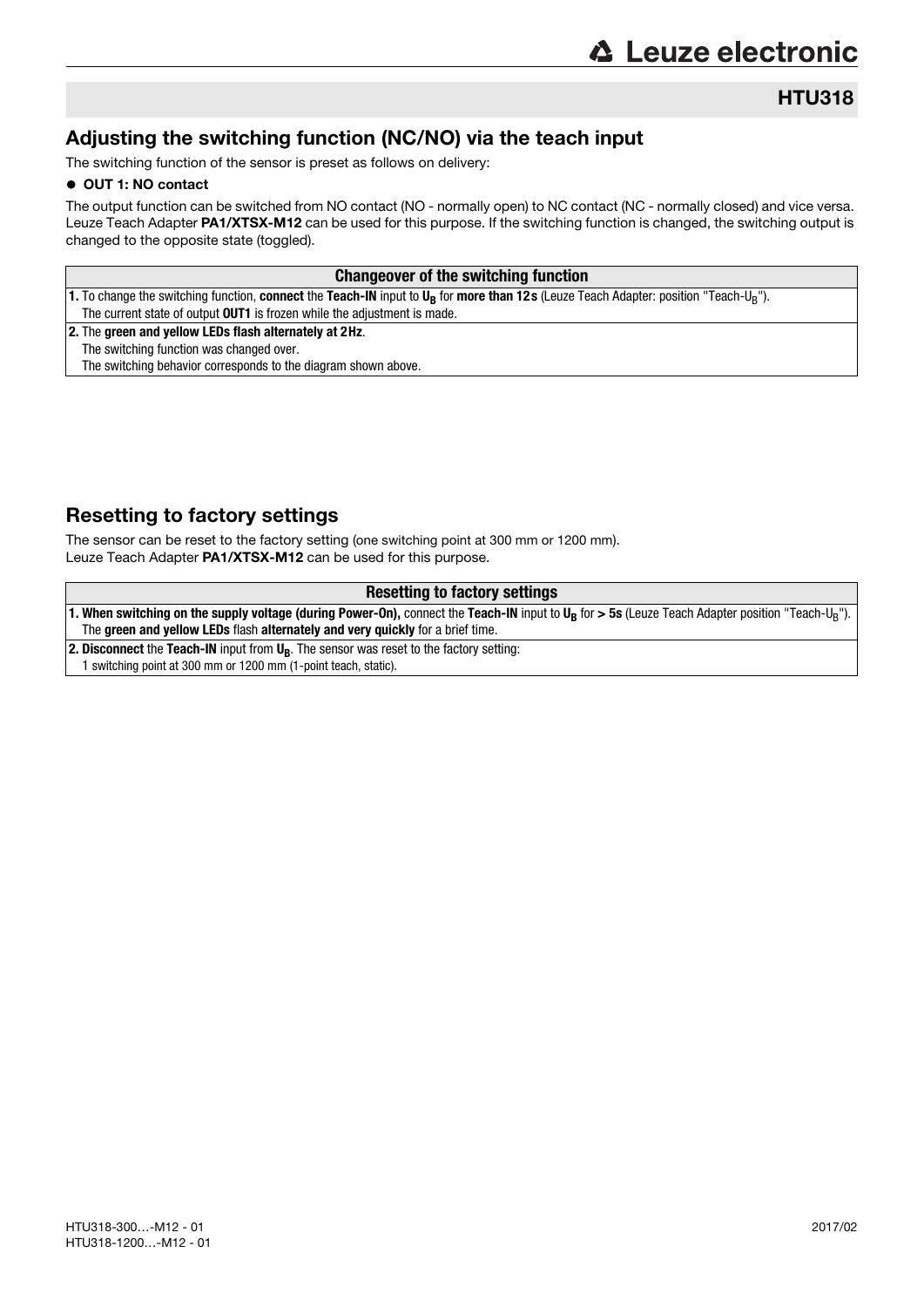## Adjusting the switching function (NC/NO) via the teach input

The switching function of the sensor is preset as follows on delivery:

- **OUT 1: NO contact**

The output function can be switched from NO contact (NO - normally open) to NC contact (NC - normally closed) and vice versa. Leuze Teach Adapter **PA1/XTSX-M12** can be used for this purpose. If the switching function is changed, the switching output is changed to the opposite state (toggled).

| **Changeover of the switching function** |
|---|
| **1.** To change the switching function, **connect** the **Teach-IN** input to $\mathbf{U_B}$ for **more than 12 s** (Leuze Teach Adapter: position "Teach-$U_B$"). The current state of output **OUT1** is frozen while the adjustment is made. |
| **2.** The **green and yellow LEDs flash alternately at 2 Hz**. The switching function was changed over. The switching behavior corresponds to the diagram shown above. |

## Resetting to factory settings

The sensor can be reset to the factory setting (one switching point at 300 mm or 1200 mm).
Leuze Teach Adapter **PA1/XTSX-M12** can be used for this purpose.

| **Resetting to factory settings** |
|---|
| **1. When switching on the supply voltage (during Power-On),** connect the **Teach-IN** input to $\mathbf{U_B}$ for **> 5s** (Leuze Teach Adapter position "Teach-$U_B$"). The **green and yellow LEDs** flash **alternately and very quickly** for a brief time. |
| **2. Disconnect** the **Teach-IN** input from $\mathbf{U_B}$. The sensor was reset to the factory setting: 1 switching point at 300 mm or 1200 mm (1-point teach, static). |